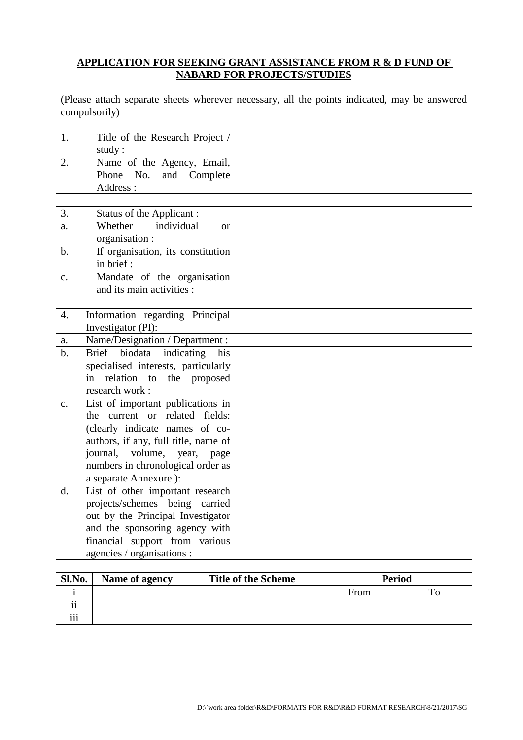**APPLICATION FOR SEEKING GRANT ASSISTANCE FROM R & D FUND OF NABARD FOR PROJECTS/STUDIES**

(Please attach separate sheets wherever necessary, all the points indicated, may be answered compulsorily)

| | | |
|---|---|---|
| 1. | Title of the Research Project / study : | |
| 2. | Name of the Agency, Email, Phone No. and Complete Address : | |

| | | |
|---|---|---|
| 3. | Status of the Applicant : | |
| a. | Whether individual or organisation : | |
| b. | If organisation, its constitution in brief : | |
| c. | Mandate of the organisation and its main activities : | |

| | | |
|---|---|---|
| 4. | Information regarding Principal Investigator (PI): | |
| a. | Name/Designation / Department : | |
| b. | Brief biodata indicating his specialised interests, particularly in relation to the proposed research work : | |
| c. | List of important publications in the current or related fields: (clearly indicate names of co-authors, if any, full title, name of journal, volume, year, page numbers in chronological order as a separate Annexure ): | |
| d. | List of other important research projects/schemes being carried out by the Principal Investigator and the sponsoring agency with financial support from various agencies / organisations : | |

| Sl.No. | Name of agency | Title of the Scheme | Period | |
|---|---|---|---|---|
| i | | | From | To |
| ii | | | | |
| iii | | | | |

D:\`work area folder\R&D\FORMATS FOR R&D\R&D FORMAT RESEARCH\8/21/2017\SG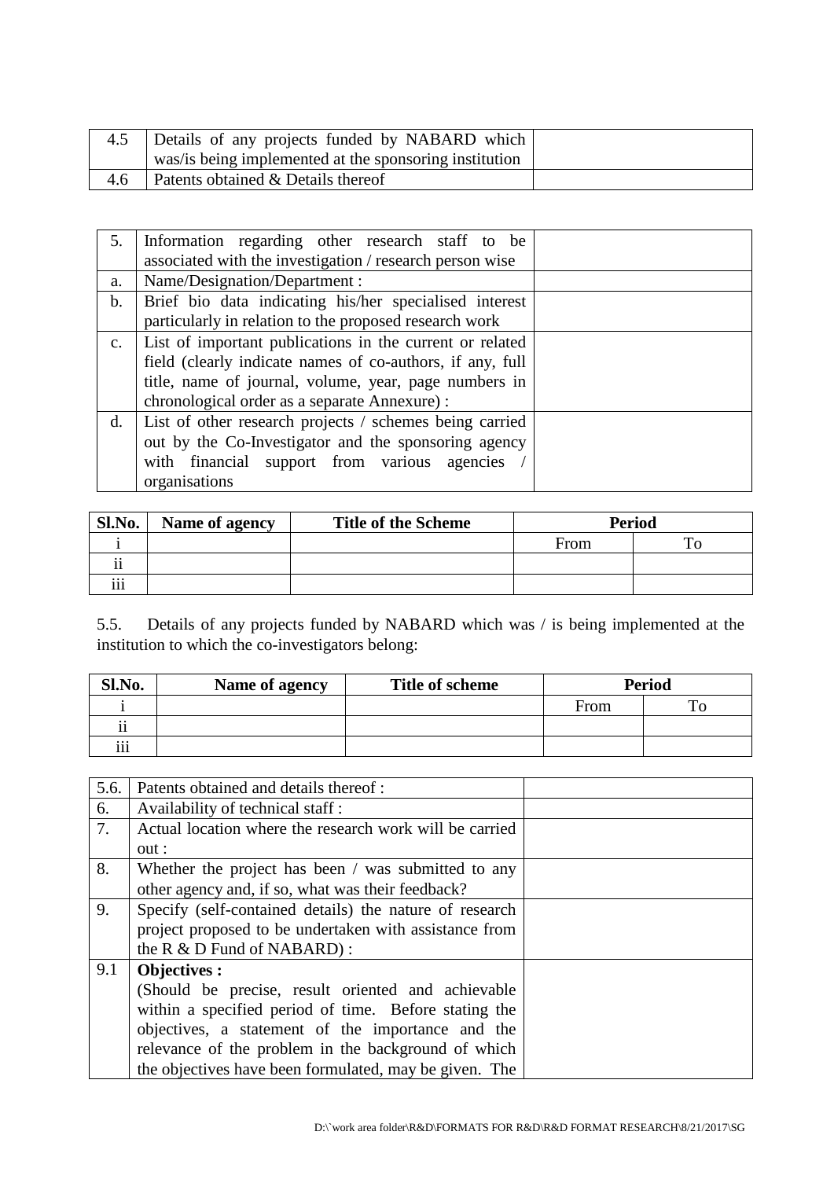| | | |
|---|---|---|
| 4.5 | Details of any projects funded by NABARD which was/is being implemented at the sponsoring institution | |
| 4.6 | Patents obtained & Details thereof | |

| | | |
|---|---|---|
| 5. | Information regarding other research staff to be associated with the investigation / research person wise | |
| a. | Name/Designation/Department : | |
| b. | Brief bio data indicating his/her specialised interest particularly in relation to the proposed research work | |
| c. | List of important publications in the current or related field (clearly indicate names of co-authors, if any, full title, name of journal, volume, year, page numbers in chronological order as a separate Annexure) : | |
| d. | List of other research projects / schemes being carried out by the Co-Investigator and the sponsoring agency with financial support from various agencies / organisations | |

| Sl.No. | Name of agency | Title of the Scheme | Period | |
|---|---|---|---|---|
| i | | | From | To |
| ii | | | | |
| iii | | | | |

5.5. Details of any projects funded by NABARD which was / is being implemented at the institution to which the co-investigators belong:

| Sl.No. | Name of agency | Title of scheme | Period | |
|---|---|---|---|---|
| i | | | From | To |
| ii | | | | |
| iii | | | | |

| | | |
|---|---|---|
| 5.6. | Patents obtained and details thereof : | |
| 6. | Availability of technical staff : | |
| 7. | Actual location where the research work will be carried out : | |
| 8. | Whether the project has been / was submitted to any other agency and, if so, what was their feedback? | |
| 9. | Specify (self-contained details) the nature of research project proposed to be undertaken with assistance from the R & D Fund of NABARD) : | |
| 9.1 | **Objectives :** (Should be precise, result oriented and achievable within a specified period of time. Before stating the objectives, a statement of the importance and the relevance of the problem in the background of which the objectives have been formulated, may be given. The | |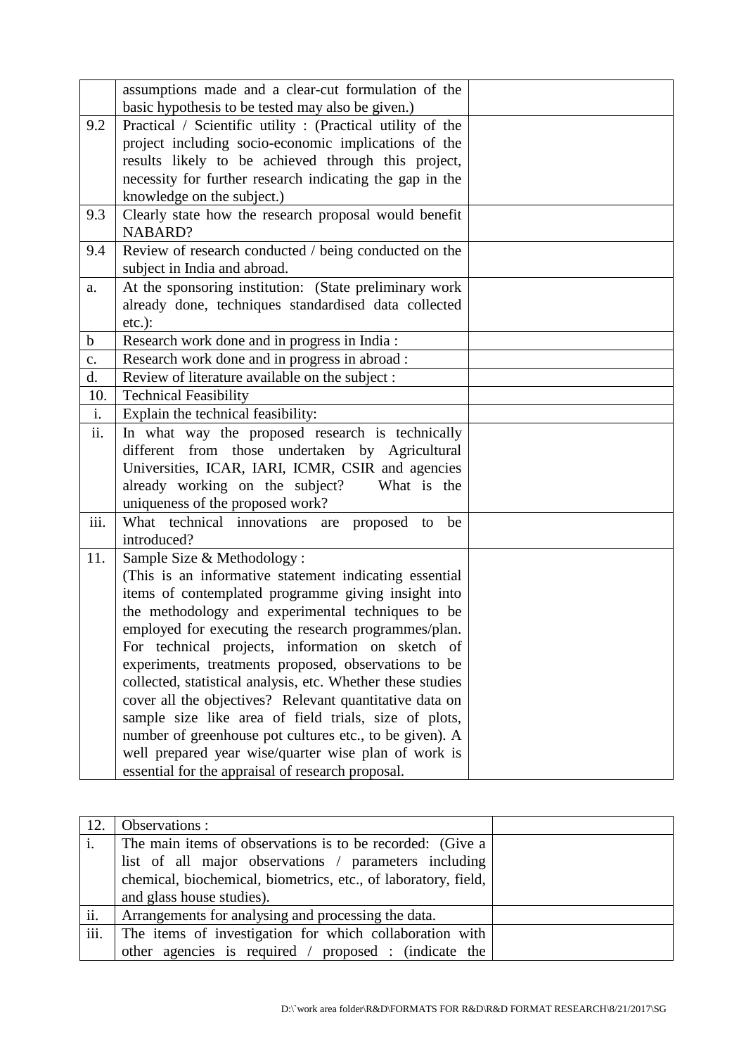| | | |
|---|---|---|
| | assumptions made and a clear-cut formulation of the basic hypothesis to be tested may also be given.) | |
| 9.2 | Practical / Scientific utility : (Practical utility of the project including socio-economic implications of the results likely to be achieved through this project, necessity for further research indicating the gap in the knowledge on the subject.) | |
| 9.3 | Clearly state how the research proposal would benefit NABARD? | |
| 9.4 | Review of research conducted / being conducted on the subject in India and abroad. | |
| a. | At the sponsoring institution: (State preliminary work already done, techniques standardised data collected etc.): | |
| b | Research work done and in progress in India : | |
| c. | Research work done and in progress in abroad : | |
| d. | Review of literature available on the subject : | |
| 10. | Technical Feasibility | |
| i. | Explain the technical feasibility: | |
| ii. | In what way the proposed research is technically different from those undertaken by Agricultural Universities, ICAR, IARI, ICMR, CSIR and agencies already working on the subject? What is the uniqueness of the proposed work? | |
| iii. | What technical innovations are proposed to be introduced? | |
| 11. | Sample Size & Methodology : (This is an informative statement indicating essential items of contemplated programme giving insight into the methodology and experimental techniques to be employed for executing the research programmes/plan. For technical projects, information on sketch of experiments, treatments proposed, observations to be collected, statistical analysis, etc. Whether these studies cover all the objectives? Relevant quantitative data on sample size like area of field trials, size of plots, number of greenhouse pot cultures etc., to be given). A well prepared year wise/quarter wise plan of work is essential for the appraisal of research proposal. | |

| | | |
|---|---|---|
| 12. | Observations : | |
| i. | The main items of observations is to be recorded: (Give a list of all major observations / parameters including chemical, biochemical, biometrics, etc., of laboratory, field, and glass house studies). | |
| ii. | Arrangements for analysing and processing the data. | |
| iii. | The items of investigation for which collaboration with other agencies is required / proposed : (indicate the | |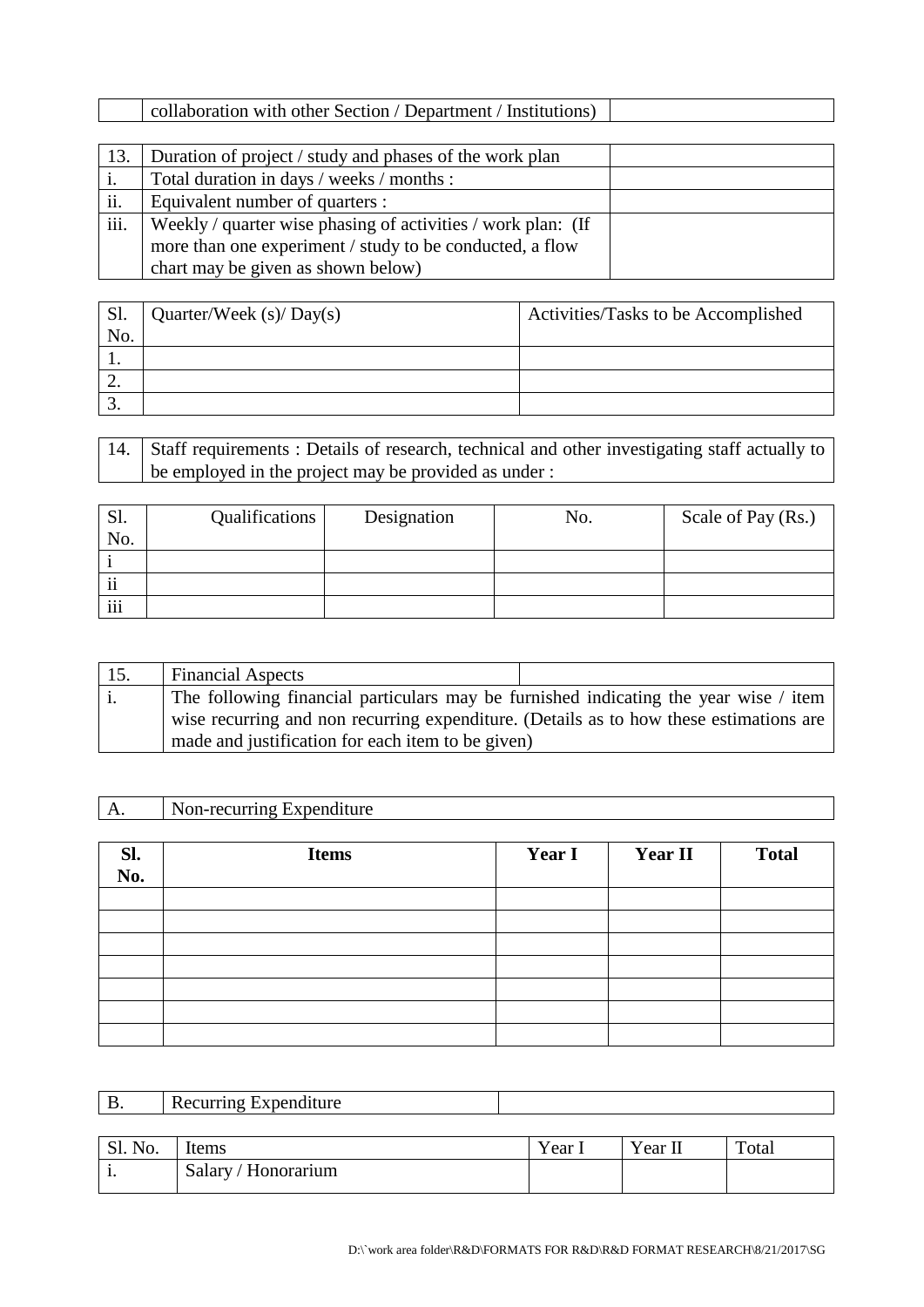| | | |
|---|---|---|
| | collaboration with other Section / Department / Institutions) | |

| | | |
|---|---|---|
| 13. | Duration of project / study and phases of the work plan | |
| i. | Total duration in days / weeks / months : | |
| ii. | Equivalent number of quarters : | |
| iii. | Weekly / quarter wise phasing of activities / work plan: (If more than one experiment / study to be conducted, a flow chart may be given as shown below) | |

| Sl. No. | Quarter/Week (s)/ Day(s) | Activities/Tasks to be Accomplished |
|---|---|---|
| 1. | | |
| 2. | | |
| 3. | | |

| | |
|---|---|
| 14. | Staff requirements : Details of research, technical and other investigating staff actually to be employed in the project may be provided as under : |

| Sl. No. | Qualifications | Designation | No. | Scale of Pay (Rs.) |
|---|---|---|---|---|
| i | | | | |
| ii | | | | |
| iii | | | | |

| | | |
|---|---|---|
| 15. | Financial Aspects | |
| i. | The following financial particulars may be furnished indicating the year wise / item wise recurring and non recurring expenditure. (Details as to how these estimations are made and justification for each item to be given) | |

| | |
|---|---|
| A. | Non-recurring Expenditure |

| **Sl. No.** | **Items** | **Year I** | **Year II** | **Total** |
|---|---|---|---|---|
| | | | | |
| | | | | |
| | | | | |
| | | | | |
| | | | | |
| | | | | |
| | | | | |

| | | |
|---|---|---|
| B. | Recurring Expenditure | |

| Sl. No. | Items | Year I | Year II | Total |
|---|---|---|---|---|
| i. | Salary / Honorarium | | | |

D:\`work area folder\R&D\FORMATS FOR R&D\R&D FORMAT RESEARCH\8/21/2017\SG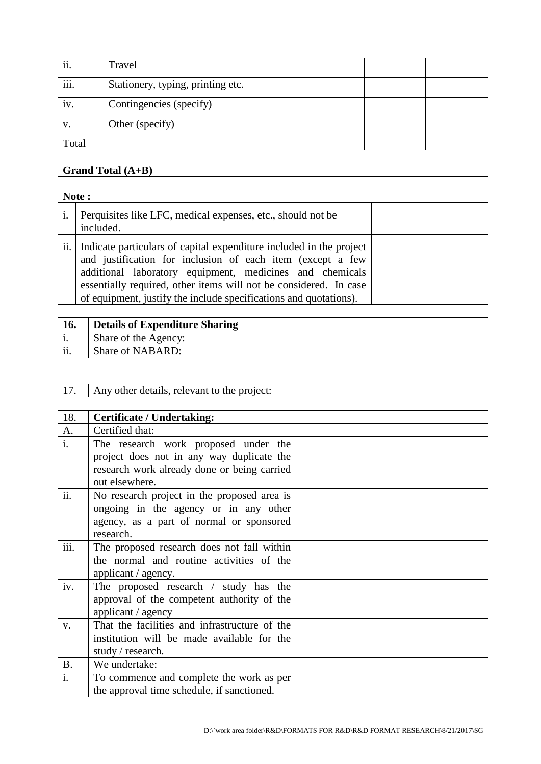| | | | | |
|---|---|---|---|---|
| ii. | Travel | | | |
| iii. | Stationery, typing, printing etc. | | | |
| iv. | Contingencies (specify) | | | |
| v. | Other (specify) | | | |
| Total | | | | |

| | |
|---|---|
| **Grand Total (A+B)** | |

**Note :**

| | | |
|---|---|---|
| i. | Perquisites like LFC, medical expenses, etc., should not be included. | |
| ii. | Indicate particulars of capital expenditure included in the project and justification for inclusion of each item (except a few additional laboratory equipment, medicines and chemicals essentially required, other items will not be considered. In case of equipment, justify the include specifications and quotations). | |

| | | |
|---|---|---|
| **16.** | **Details of Expenditure Sharing** | |
| i. | Share of the Agency: | |
| ii. | Share of NABARD: | |

| | | |
|---|---|---|
| 17. | Any other details, relevant to the project: | |

| | | |
|---|---|---|
| 18. | **Certificate / Undertaking:** | |
| A. | Certified that: | |
| i. | The research work proposed under the project does not in any way duplicate the research work already done or being carried out elsewhere. | |
| ii. | No research project in the proposed area is ongoing in the agency or in any other agency, as a part of normal or sponsored research. | |
| iii. | The proposed research does not fall within the normal and routine activities of the applicant / agency. | |
| iv. | The proposed research / study has the approval of the competent authority of the applicant / agency | |
| v. | That the facilities and infrastructure of the institution will be made available for the study / research. | |
| B. | We undertake: | |
| i. | To commence and complete the work as per the approval time schedule, if sanctioned. | |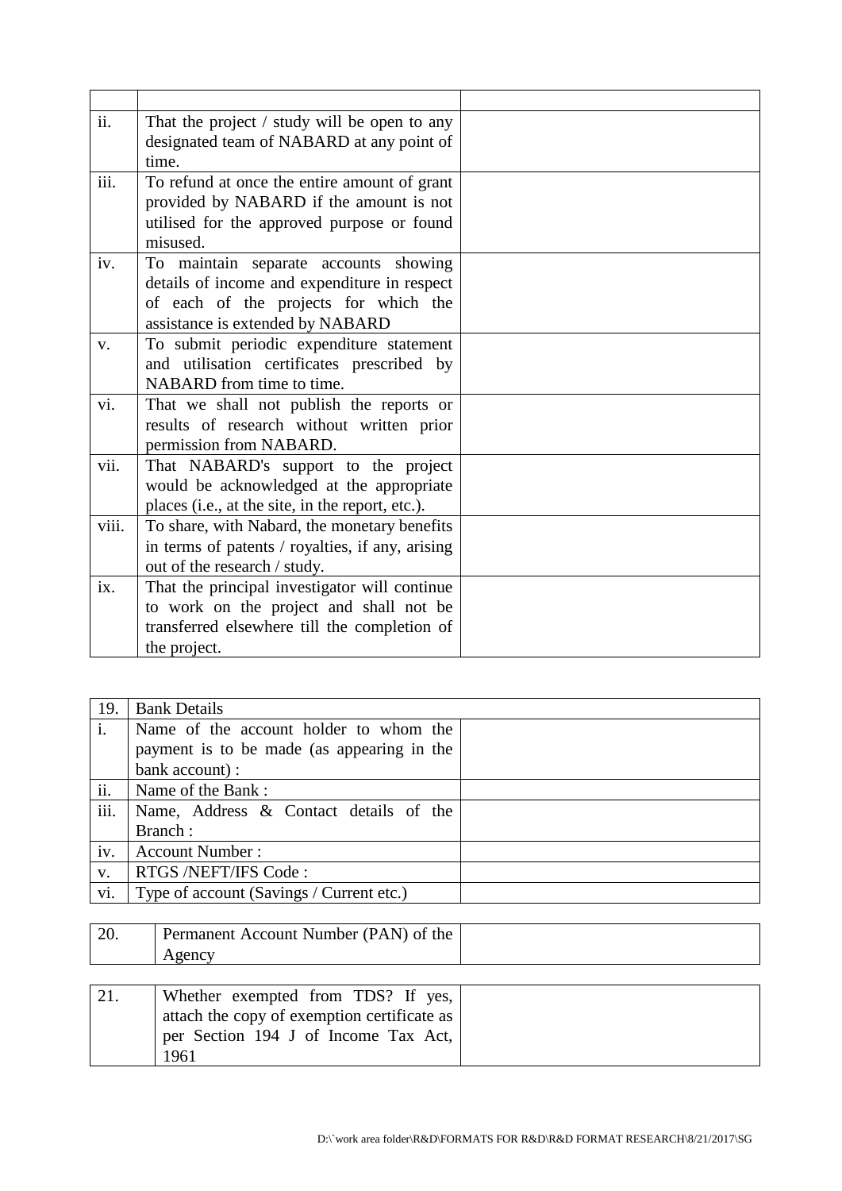| | | |
|---|---|---|
| | | |
| ii. | That the project / study will be open to any designated team of NABARD at any point of time. | |
| iii. | To refund at once the entire amount of grant provided by NABARD if the amount is not utilised for the approved purpose or found misused. | |
| iv. | To maintain separate accounts showing details of income and expenditure in respect of each of the projects for which the assistance is extended by NABARD | |
| v. | To submit periodic expenditure statement and utilisation certificates prescribed by NABARD from time to time. | |
| vi. | That we shall not publish the reports or results of research without written prior permission from NABARD. | |
| vii. | That NABARD's support to the project would be acknowledged at the appropriate places (i.e., at the site, in the report, etc.). | |
| viii. | To share, with Nabard, the monetary benefits in terms of patents / royalties, if any, arising out of the research / study. | |
| ix. | That the principal investigator will continue to work on the project and shall not be transferred elsewhere till the completion of the project. | |

| 19. | Bank Details | |
|---|---|---|
| i. | Name of the account holder to whom the payment is to be made (as appearing in the bank account) : | |
| ii. | Name of the Bank : | |
| iii. | Name, Address & Contact details of the Branch : | |
| iv. | Account Number : | |
| v. | RTGS /NEFT/IFS Code : | |
| vi. | Type of account (Savings / Current etc.) | |

| | | |
|---|---|---|
| 20. | Permanent Account Number (PAN) of the Agency | |

| | | |
|---|---|---|
| 21. | Whether exempted from TDS? If yes, attach the copy of exemption certificate as per Section 194 J of Income Tax Act, 1961 | |

D:\`work area folder\R&D\FORMATS FOR R&D\R&D FORMAT RESEARCH\8/21/2017\SG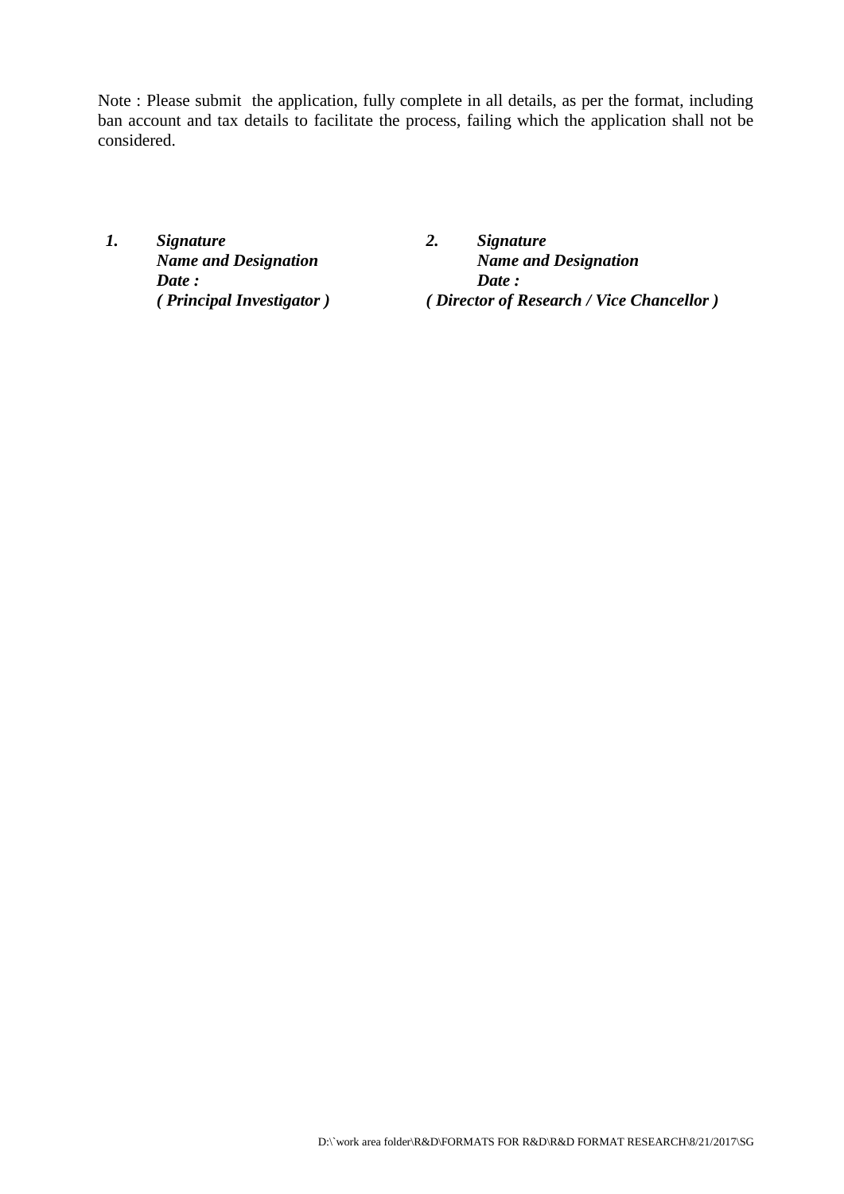Note : Please submit the application, fully complete in all details, as per the format, including ban account and tax details to facilitate the process, failing which the application shall not be considered.

| | |
|---|---|
| ***1. Signature*** | ***2. Signature*** |
| ***Name and Designation*** | ***Name and Designation*** |
| ***Date :*** | ***Date :*** |
| ***( Principal Investigator )*** | ***( Director of Research / Vice Chancellor )*** |

D:\`work area folder\R&D\FORMATS FOR R&D\R&D FORMAT RESEARCH\8/21/2017\SG